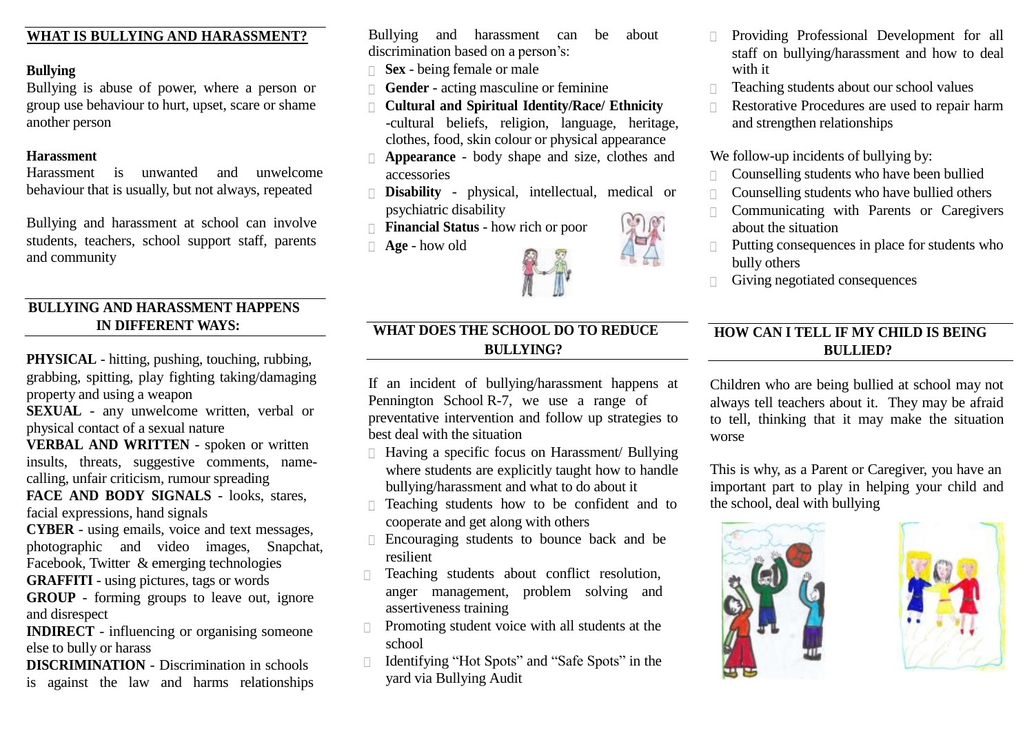## WHAT IS BULLYING AND HARASSMENT?

**Bullying**

Bullying is abuse of power, where a person or group use behaviour to hurt, upset, scare or shame another person

**Harassment**

Harassment is unwanted and unwelcome behaviour that is usually, but not always, repeated

Bullying and harassment at school can involve students, teachers, school support staff, parents and community

## BULLYING AND HARASSMENT HAPPENS IN DIFFERENT WAYS:

**PHYSICAL** - hitting, pushing, touching, rubbing, grabbing, spitting, play fighting taking/damaging property and using a weapon

**SEXUAL** - any unwelcome written, verbal or physical contact of a sexual nature

**VERBAL AND WRITTEN** - spoken or written insults, threats, suggestive comments, name-calling, unfair criticism, rumour spreading

**FACE AND BODY SIGNALS** - looks, stares, facial expressions, hand signals

**CYBER** - using emails, voice and text messages, photographic and video images, Snapchat, Facebook, Twitter & emerging technologies

**GRAFFITI** - using pictures, tags or words

**GROUP** - forming groups to leave out, ignore and disrespect

**INDIRECT** - influencing or organising someone else to bully or harass

**DISCRIMINATION** - Discrimination in schools is against the law and harms relationships

Bullying and harassment can be about discrimination based on a person's:

- **Sex** - being female or male
- **Gender** - acting masculine or feminine
- **Cultural and Spiritual Identity/Race/ Ethnicity** -cultural beliefs, religion, language, heritage, clothes, food, skin colour or physical appearance
- **Appearance** - body shape and size, clothes and accessories
- **Disability** - physical, intellectual, medical or psychiatric disability
- **Financial Status** - how rich or poor
- **Age** - how old

## WHAT DOES THE SCHOOL DO TO REDUCE BULLYING?

If an incident of bullying/harassment happens at Pennington School R-7, we use a range of preventative intervention and follow up strategies to best deal with the situation

- Having a specific focus on Harassment/ Bullying where students are explicitly taught how to handle bullying/harassment and what to do about it
- Teaching students how to be confident and to cooperate and get along with others
- Encouraging students to bounce back and be resilient
- Teaching students about conflict resolution, anger management, problem solving and assertiveness training
- Promoting student voice with all students at the school
- Identifying "Hot Spots" and "Safe Spots" in the yard via Bullying Audit
- Providing Professional Development for all staff on bullying/harassment and how to deal with it
- Teaching students about our school values
- Restorative Procedures are used to repair harm and strengthen relationships

We follow-up incidents of bullying by:

- Counselling students who have been bullied
- Counselling students who have bullied others
- Communicating with Parents or Caregivers about the situation
- Putting consequences in place for students who bully others
- Giving negotiated consequences

## HOW CAN I TELL IF MY CHILD IS BEING BULLIED?

Children who are being bullied at school may not always tell teachers about it. They may be afraid to tell, thinking that it may make the situation worse

This is why, as a Parent or Caregiver, you have an important part to play in helping your child and the school, deal with bullying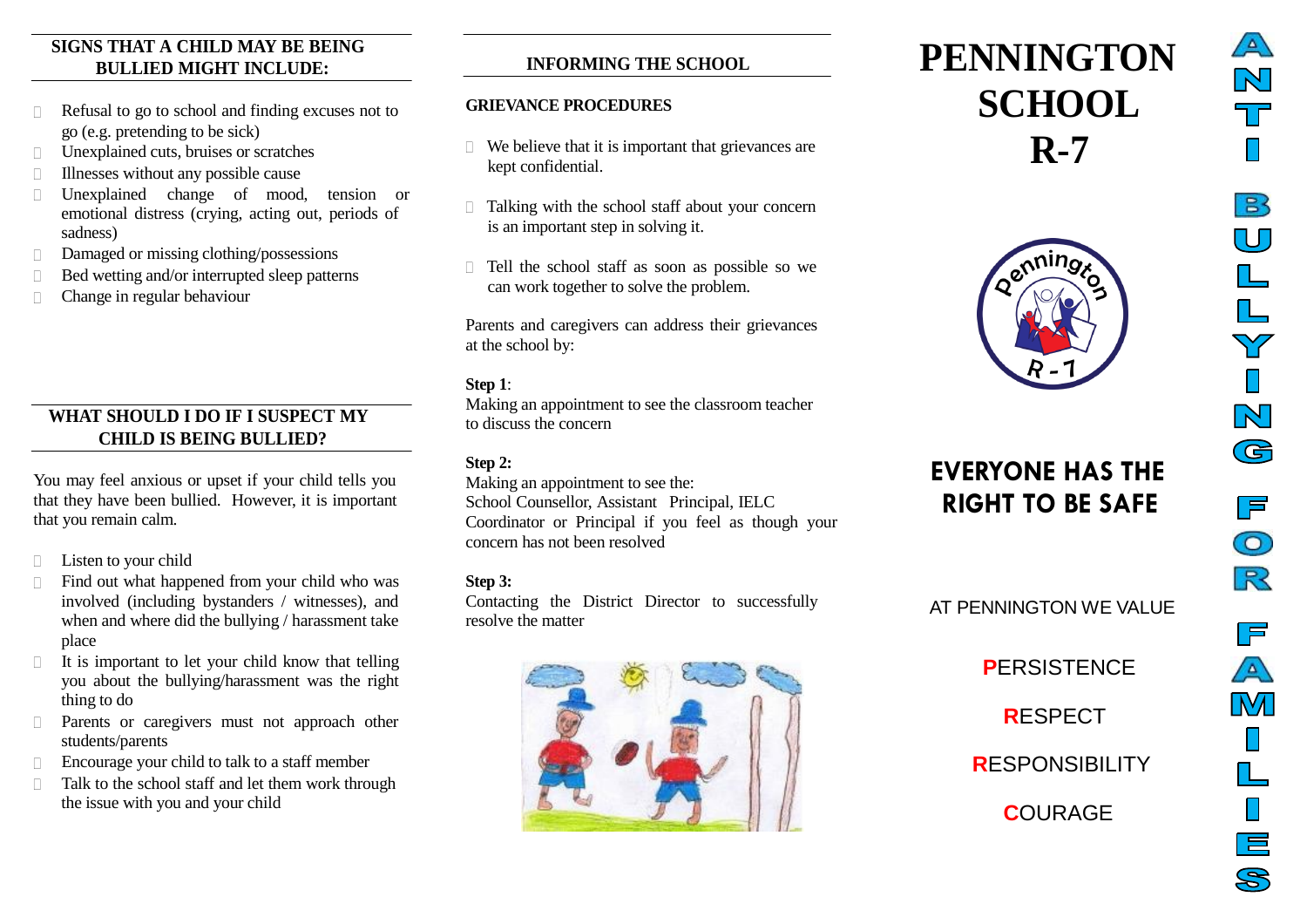## SIGNS THAT A CHILD MAY BE BEING BULLIED MIGHT INCLUDE:

- Refusal to go to school and finding excuses not to go (e.g. pretending to be sick)
- Unexplained cuts, bruises or scratches
- Illnesses without any possible cause
- Unexplained change of mood, tension or emotional distress (crying, acting out, periods of sadness)
- Damaged or missing clothing/possessions
- Bed wetting and/or interrupted sleep patterns
- Change in regular behaviour

## WHAT SHOULD I DO IF I SUSPECT MY CHILD IS BEING BULLIED?

You may feel anxious or upset if your child tells you that they have been bullied. However, it is important that you remain calm.

- Listen to your child
- Find out what happened from your child who was involved (including bystanders / witnesses), and when and where did the bullying / harassment take place
- It is important to let your child know that telling you about the bullying/harassment was the right thing to do
- Parents or caregivers must not approach other students/parents
- Encourage your child to talk to a staff member
- Talk to the school staff and let them work through the issue with you and your child

## INFORMING THE SCHOOL

**GRIEVANCE PROCEDURES**

- We believe that it is important that grievances are kept confidential.
- Talking with the school staff about your concern is an important step in solving it.
- Tell the school staff as soon as possible so we can work together to solve the problem.

Parents and caregivers can address their grievances at the school by:

**Step 1**:
Making an appointment to see the classroom teacher to discuss the concern

**Step 2:**
Making an appointment to see the:
School Counsellor, Assistant Principal, IELC Coordinator or Principal if you feel as though your concern has not been resolved

**Step 3:**
Contacting the District Director to successfully resolve the matter

# PENNINGTON SCHOOL R-7

Pennington R-7

## EVERYONE HAS THE RIGHT TO BE SAFE

AT PENNINGTON WE VALUE

**P**ERSISTENCE

**R**ESPECT

**R**ESPONSIBILITY

**C**OURAGE

# ANTI BULLYING FOR FAMILIES